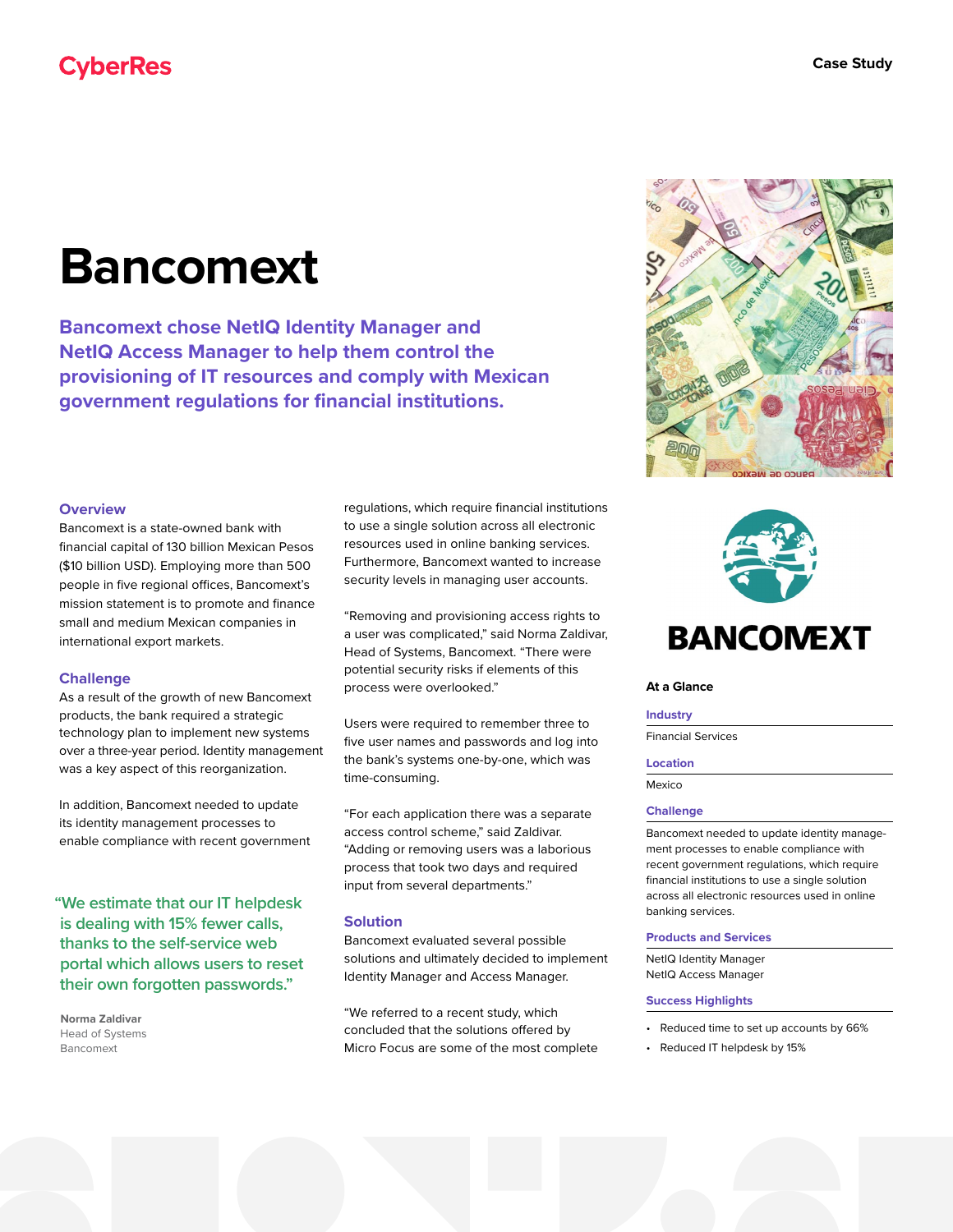# Bancomext

**Bancomext chose NetIQ Identity Manager and NetIQ Access Manager to help them control the provisioning of IT resources and comply with Mexican government regulations for financial institutions.**

## Overview

Bancomext is a state-owned bank with financial capital of 130 billion Mexican Pesos ($10 billion USD). Employing more than 500 people in five regional offices, Bancomext's mission statement is to promote and finance small and medium Mexican companies in international export markets.

## Challenge

As a result of the growth of new Bancomext products, the bank required a strategic technology plan to implement new systems over a three-year period. Identity management was a key aspect of this reorganization.

In addition, Bancomext needed to update its identity management processes to enable compliance with recent government regulations, which require financial institutions to use a single solution across all electronic resources used in online banking services. Furthermore, Bancomext wanted to increase security levels in managing user accounts.

"Removing and provisioning access rights to a user was complicated," said Norma Zaldivar, Head of Systems, Bancomext. "There were potential security risks if elements of this process were overlooked."

Users were required to remember three to five user names and passwords and log into the bank's systems one-by-one, which was time-consuming.

"For each application there was a separate access control scheme," said Zaldivar. "Adding or removing users was a laborious process that took two days and required input from several departments."

> "We estimate that our IT helpdesk is dealing with 15% fewer calls, thanks to the self-service web portal which allows users to reset their own forgotten passwords."
>
> **Norma Zaldivar**
> Head of Systems
> Bancomext

## Solution

Bancomext evaluated several possible solutions and ultimately decided to implement Identity Manager and Access Manager.

"We referred to a recent study, which concluded that the solutions offered by Micro Focus are some of the most complete

### At a Glance

**Industry**

Financial Services

**Location**

Mexico

**Challenge**

Bancomext needed to update identity management processes to enable compliance with recent government regulations, which require financial institutions to use a single solution across all electronic resources used in online banking services.

**Products and Services**

NetIQ Identity Manager
NetIQ Access Manager

**Success Highlights**

- Reduced time to set up accounts by 66%
- Reduced IT helpdesk by 15%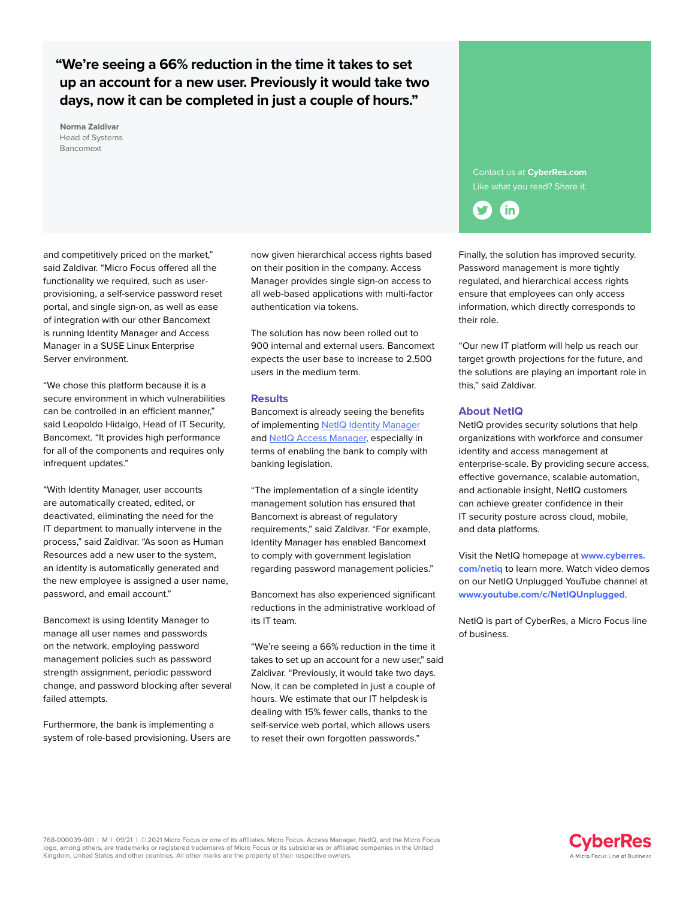**"We're seeing a 66% reduction in the time it takes to set up an account for a new user. Previously it would take two days, now it can be completed in just a couple of hours."**

**Norma Zaldivar**
Head of Systems
Bancomext

Contact us at **CyberRes.com**
Like what you read? Share it.

and competitively priced on the market," said Zaldivar. "Micro Focus offered all the functionality we required, such as user-provisioning, a self-service password reset portal, and single sign-on, as well as ease of integration with our other Bancomext is running Identity Manager and Access Manager in a SUSE Linux Enterprise Server environment.

"We chose this platform because it is a secure environment in which vulnerabilities can be controlled in an efficient manner," said Leopoldo Hidalgo, Head of IT Security, Bancomext. "It provides high performance for all of the components and requires only infrequent updates."

"With Identity Manager, user accounts are automatically created, edited, or deactivated, eliminating the need for the IT department to manually intervene in the process," said Zaldivar. "As soon as Human Resources add a new user to the system, an identity is automatically generated and the new employee is assigned a user name, password, and email account."

Bancomext is using Identity Manager to manage all user names and passwords on the network, employing password management policies such as password strength assignment, periodic password change, and password blocking after several failed attempts.

Furthermore, the bank is implementing a system of role-based provisioning. Users are now given hierarchical access rights based on their position in the company. Access Manager provides single sign-on access to all web-based applications with multi-factor authentication via tokens.

The solution has now been rolled out to 900 internal and external users. Bancomext expects the user base to increase to 2,500 users in the medium term.

## Results

Bancomext is already seeing the benefits of implementing NetIQ Identity Manager and NetIQ Access Manager, especially in terms of enabling the bank to comply with banking legislation.

"The implementation of a single identity management solution has ensured that Bancomext is abreast of regulatory requirements," said Zaldivar. "For example, Identity Manager has enabled Bancomext to comply with government legislation regarding password management policies."

Bancomext has also experienced significant reductions in the administrative workload of its IT team.

"We're seeing a 66% reduction in the time it takes to set up an account for a new user," said Zaldivar. "Previously, it would take two days. Now, it can be completed in just a couple of hours. We estimate that our IT helpdesk is dealing with 15% fewer calls, thanks to the self-service web portal, which allows users to reset their own forgotten passwords."

Finally, the solution has improved security. Password management is more tightly regulated, and hierarchical access rights ensure that employees can only access information, which directly corresponds to their role.

"Our new IT platform will help us reach our target growth projections for the future, and the solutions are playing an important role in this," said Zaldivar.

## About NetIQ

NetIQ provides security solutions that help organizations with workforce and consumer identity and access management at enterprise-scale. By providing secure access, effective governance, scalable automation, and actionable insight, NetIQ customers can achieve greater confidence in their IT security posture across cloud, mobile, and data platforms.

Visit the NetIQ homepage at **www.cyberres.com/netiq** to learn more. Watch video demos on our NetIQ Unplugged YouTube channel at **www.youtube.com/c/NetIQUnplugged**.

NetIQ is part of CyberRes, a Micro Focus line of business.

768-000039-001 | M | 09/21 | © 2021 Micro Focus or one of its affiliates. Micro Focus, Access Manager, NetIQ, and the Micro Focus logo, among others, are trademarks or registered trademarks of Micro Focus or its subsidiaries or affiliated companies in the United Kingdom, United States and other countries. All other marks are the property of their respective owners.

CyberRes
A Micro Focus Line of Business